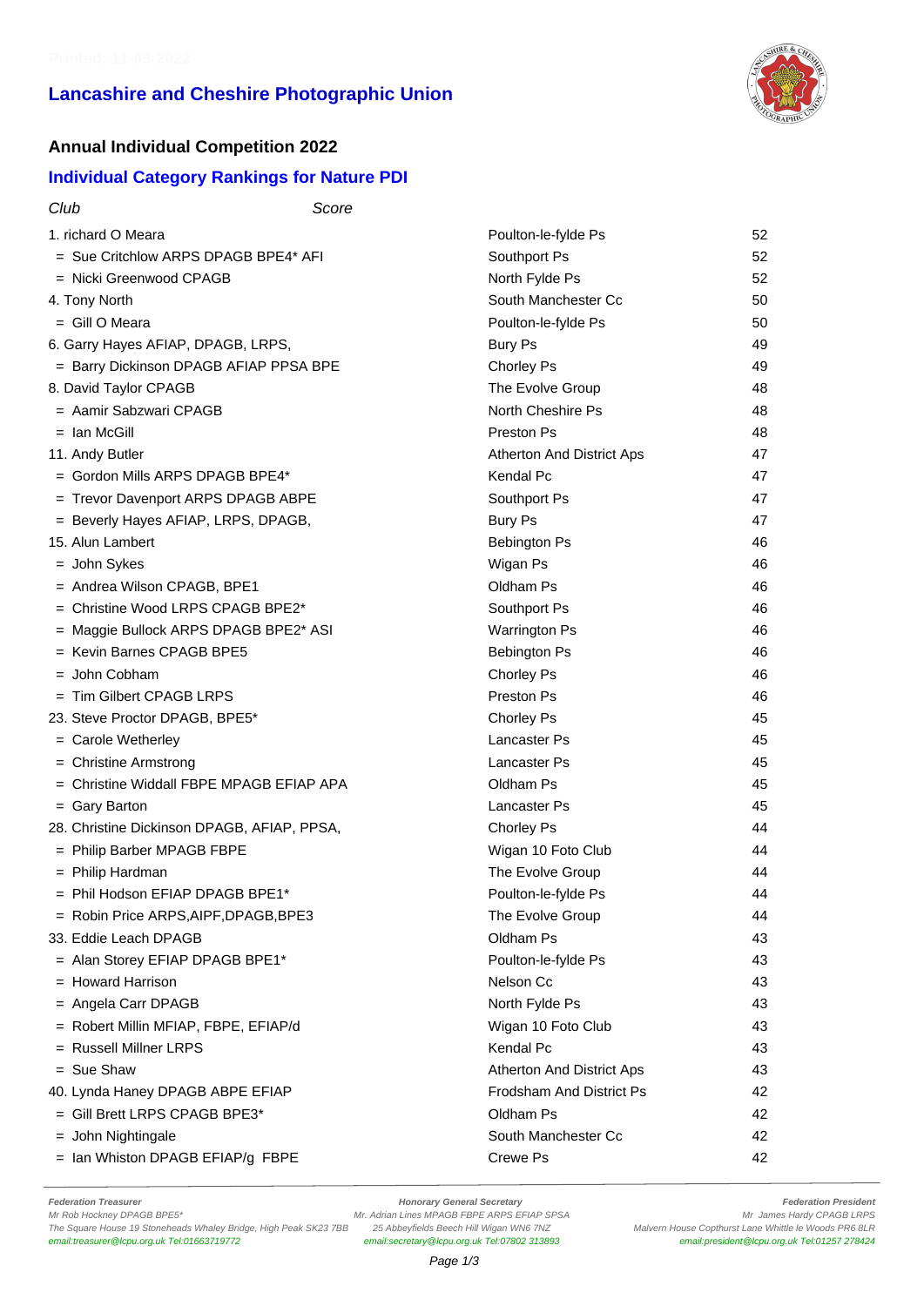## Lancashire and Cheshire Photographic Union

### Annual Individual Competition 2022

### Individual Category Rankings for Nature PDI

| | Club | Score |
|---|---|---|
| 1. richard O Meara | Poulton-le-fylde Ps | 52 |
| = Sue Critchlow ARPS DPAGB BPE4* AFI | Southport Ps | 52 |
| = Nicki Greenwood CPAGB | North Fylde Ps | 52 |
| 4. Tony North | South Manchester Cc | 50 |
| = Gill O Meara | Poulton-le-fylde Ps | 50 |
| 6. Garry Hayes AFIAP, DPAGB, LRPS, | Bury Ps | 49 |
| = Barry Dickinson DPAGB AFIAP PPSA BPE | Chorley Ps | 49 |
| 8. David Taylor CPAGB | The Evolve Group | 48 |
| = Aamir Sabzwari CPAGB | North Cheshire Ps | 48 |
| = Ian McGill | Preston Ps | 48 |
| 11. Andy Butler | Atherton And District Aps | 47 |
| = Gordon Mills ARPS DPAGB BPE4* | Kendal Pc | 47 |
| = Trevor Davenport ARPS DPAGB ABPE | Southport Ps | 47 |
| = Beverly Hayes AFIAP, LRPS, DPAGB, | Bury Ps | 47 |
| 15. Alun Lambert | Bebington Ps | 46 |
| = John Sykes | Wigan Ps | 46 |
| = Andrea Wilson CPAGB, BPE1 | Oldham Ps | 46 |
| = Christine Wood LRPS CPAGB BPE2* | Southport Ps | 46 |
| = Maggie Bullock ARPS DPAGB BPE2* ASI | Warrington Ps | 46 |
| = Kevin Barnes CPAGB BPE5 | Bebington Ps | 46 |
| = John Cobham | Chorley Ps | 46 |
| = Tim Gilbert CPAGB LRPS | Preston Ps | 46 |
| 23. Steve Proctor DPAGB, BPE5* | Chorley Ps | 45 |
| = Carole Wetherley | Lancaster Ps | 45 |
| = Christine Armstrong | Lancaster Ps | 45 |
| = Christine Widdall FBPE MPAGB EFIAP APA | Oldham Ps | 45 |
| = Gary Barton | Lancaster Ps | 45 |
| 28. Christine Dickinson DPAGB, AFIAP, PPSA, | Chorley Ps | 44 |
| = Philip Barber MPAGB FBPE | Wigan 10 Foto Club | 44 |
| = Philip Hardman | The Evolve Group | 44 |
| = Phil Hodson EFIAP DPAGB BPE1* | Poulton-le-fylde Ps | 44 |
| = Robin Price ARPS,AIPF,DPAGB,BPE3 | The Evolve Group | 44 |
| 33. Eddie Leach DPAGB | Oldham Ps | 43 |
| = Alan Storey EFIAP DPAGB BPE1* | Poulton-le-fylde Ps | 43 |
| = Howard Harrison | Nelson Cc | 43 |
| = Angela Carr DPAGB | North Fylde Ps | 43 |
| = Robert Millin MFIAP, FBPE, EFIAP/d | Wigan 10 Foto Club | 43 |
| = Russell Millner LRPS | Kendal Pc | 43 |
| = Sue Shaw | Atherton And District Aps | 43 |
| 40. Lynda Haney DPAGB ABPE EFIAP | Frodsham And District Ps | 42 |
| = Gill Brett LRPS CPAGB BPE3* | Oldham Ps | 42 |
| = John Nightingale | South Manchester Cc | 42 |
| = Ian Whiston DPAGB EFIAP/g FBPE | Crewe Ps | 42 |

**Federation Treasurer**
Mr Rob Hockney DPAGB BPE5*
The Square House 19 Stoneheads Whaley Bridge, High Peak SK23 7BB
email:treasurer@lcpu.org.uk Tel:01663719772

**Honorary General Secretary**
Mr. Adrian Lines MPAGB FBPE ARPS EFIAP SPSA
25 Abbeyfields Beech Hill Wigan WN6 7NZ
email:secretary@lcpu.org.uk Tel:07802 313893

**Federation President**
Mr James Hardy CPAGB LRPS
Malvern House Copthurst Lane Whittle le Woods PR6 8LR
email:president@lcpu.org.uk Tel:01257 278424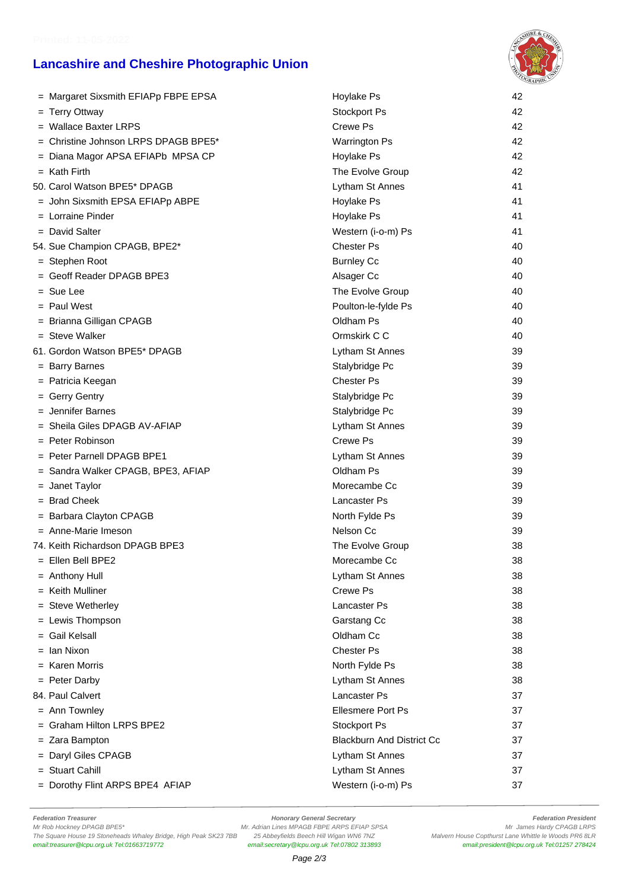# Lancashire and Cheshire Photographic Union

| | | |
|---|---|---|
| = Margaret Sixsmith EFIAPp FBPE EPSA | Hoylake Ps | 42 |
| = Terry Ottway | Stockport Ps | 42 |
| = Wallace Baxter LRPS | Crewe Ps | 42 |
| = Christine Johnson LRPS DPAGB BPE5* | Warrington Ps | 42 |
| = Diana Magor APSA EFIAPb MPSA CP | Hoylake Ps | 42 |
| = Kath Firth | The Evolve Group | 42 |
| 50. Carol Watson BPE5* DPAGB | Lytham St Annes | 41 |
| = John Sixsmith EPSA EFIAPp ABPE | Hoylake Ps | 41 |
| = Lorraine Pinder | Hoylake Ps | 41 |
| = David Salter | Western (i-o-m) Ps | 41 |
| 54. Sue Champion CPAGB, BPE2* | Chester Ps | 40 |
| = Stephen Root | Burnley Cc | 40 |
| = Geoff Reader DPAGB BPE3 | Alsager Cc | 40 |
| = Sue Lee | The Evolve Group | 40 |
| = Paul West | Poulton-le-fylde Ps | 40 |
| = Brianna Gilligan CPAGB | Oldham Ps | 40 |
| = Steve Walker | Ormskirk C C | 40 |
| 61. Gordon Watson BPE5* DPAGB | Lytham St Annes | 39 |
| = Barry Barnes | Stalybridge Pc | 39 |
| = Patricia Keegan | Chester Ps | 39 |
| = Gerry Gentry | Stalybridge Pc | 39 |
| = Jennifer Barnes | Stalybridge Pc | 39 |
| = Sheila Giles DPAGB AV-AFIAP | Lytham St Annes | 39 |
| = Peter Robinson | Crewe Ps | 39 |
| = Peter Parnell DPAGB BPE1 | Lytham St Annes | 39 |
| = Sandra Walker CPAGB, BPE3, AFIAP | Oldham Ps | 39 |
| = Janet Taylor | Morecambe Cc | 39 |
| = Brad Cheek | Lancaster Ps | 39 |
| = Barbara Clayton CPAGB | North Fylde Ps | 39 |
| = Anne-Marie Imeson | Nelson Cc | 39 |
| 74. Keith Richardson DPAGB BPE3 | The Evolve Group | 38 |
| = Ellen Bell BPE2 | Morecambe Cc | 38 |
| = Anthony Hull | Lytham St Annes | 38 |
| = Keith Mulliner | Crewe Ps | 38 |
| = Steve Wetherley | Lancaster Ps | 38 |
| = Lewis Thompson | Garstang Cc | 38 |
| = Gail Kelsall | Oldham Cc | 38 |
| = Ian Nixon | Chester Ps | 38 |
| = Karen Morris | North Fylde Ps | 38 |
| = Peter Darby | Lytham St Annes | 38 |
| 84. Paul Calvert | Lancaster Ps | 37 |
| = Ann Townley | Ellesmere Port Ps | 37 |
| = Graham Hilton LRPS BPE2 | Stockport Ps | 37 |
| = Zara Bampton | Blackburn And District Cc | 37 |
| = Daryl Giles CPAGB | Lytham St Annes | 37 |
| = Stuart Cahill | Lytham St Annes | 37 |
| = Dorothy Flint ARPS BPE4 AFIAP | Western (i-o-m) Ps | 37 |

**Federation Treasurer**
Mr Rob Hockney DPAGB BPE5*
The Square House 19 Stoneheads Whaley Bridge, High Peak SK23 7BB
email:treasurer@lcpu.org.uk Tel:01663719772

**Honorary General Secretary**
Mr. Adrian Lines MPAGB FBPE ARPS EFIAP SPSA
25 Abbeyfields Beech Hill Wigan WN6 7NZ
email:secretary@lcpu.org.uk Tel:07802 313893

**Federation President**
Mr James Hardy CPAGB LRPS
Malvern House Copthurst Lane Whittle le Woods PR6 8LR
email:president@lcpu.org.uk Tel:01257 278424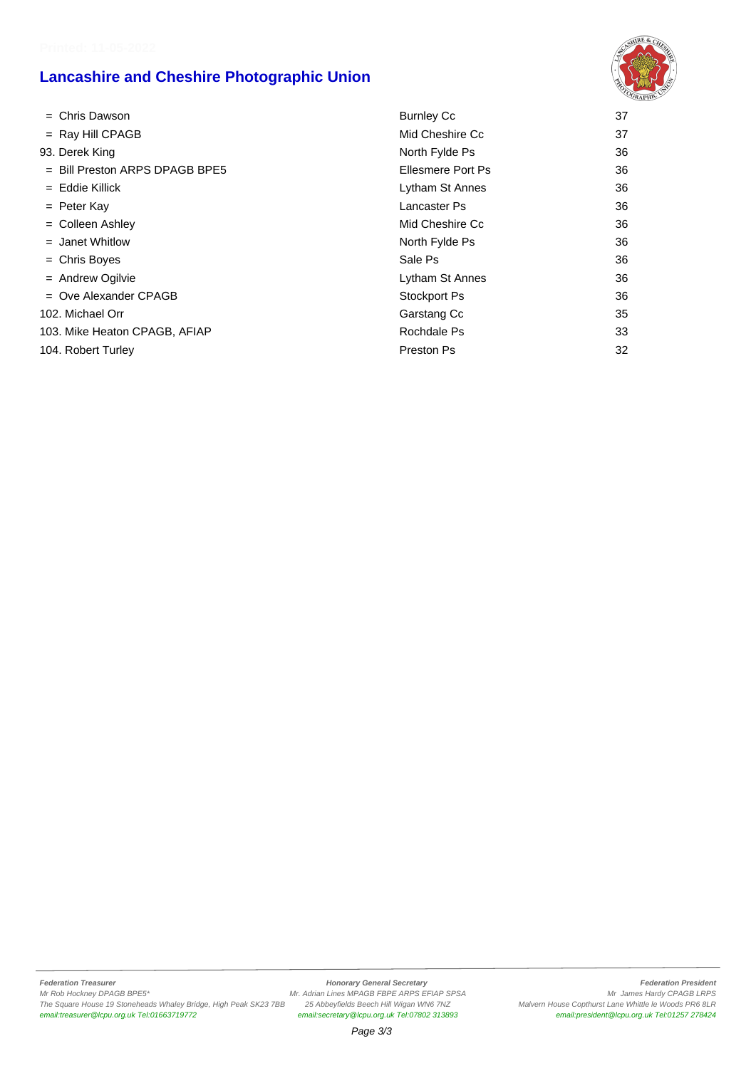## Lancashire and Cheshire Photographic Union

| | | |
|---|---|---|
| = Chris Dawson | Burnley Cc | 37 |
| = Ray Hill CPAGB | Mid Cheshire Cc | 37 |
| 93. Derek King | North Fylde Ps | 36 |
| = Bill Preston ARPS DPAGB BPE5 | Ellesmere Port Ps | 36 |
| = Eddie Killick | Lytham St Annes | 36 |
| = Peter Kay | Lancaster Ps | 36 |
| = Colleen Ashley | Mid Cheshire Cc | 36 |
| = Janet Whitlow | North Fylde Ps | 36 |
| = Chris Boyes | Sale Ps | 36 |
| = Andrew Ogilvie | Lytham St Annes | 36 |
| = Ove Alexander CPAGB | Stockport Ps | 36 |
| 102. Michael Orr | Garstang Cc | 35 |
| 103. Mike Heaton CPAGB, AFIAP | Rochdale Ps | 33 |
| 104. Robert Turley | Preston Ps | 32 |

**Federation Treasurer**
Mr Rob Hockney DPAGB BPE5*
The Square House 19 Stoneheads Whaley Bridge, High Peak SK23 7BB
email:treasurer@lcpu.org.uk Tel:01663719772

**Honorary General Secretary**
Mr. Adrian Lines MPAGB FBPE ARPS EFIAP SPSA
25 Abbeyfields Beech Hill Wigan WN6 7NZ
email:secretary@lcpu.org.uk Tel:07802 313893

**Federation President**
Mr James Hardy CPAGB LRPS
Malvern House Copthurst Lane Whittle le Woods PR6 8LR
email:president@lcpu.org.uk Tel:01257 278424